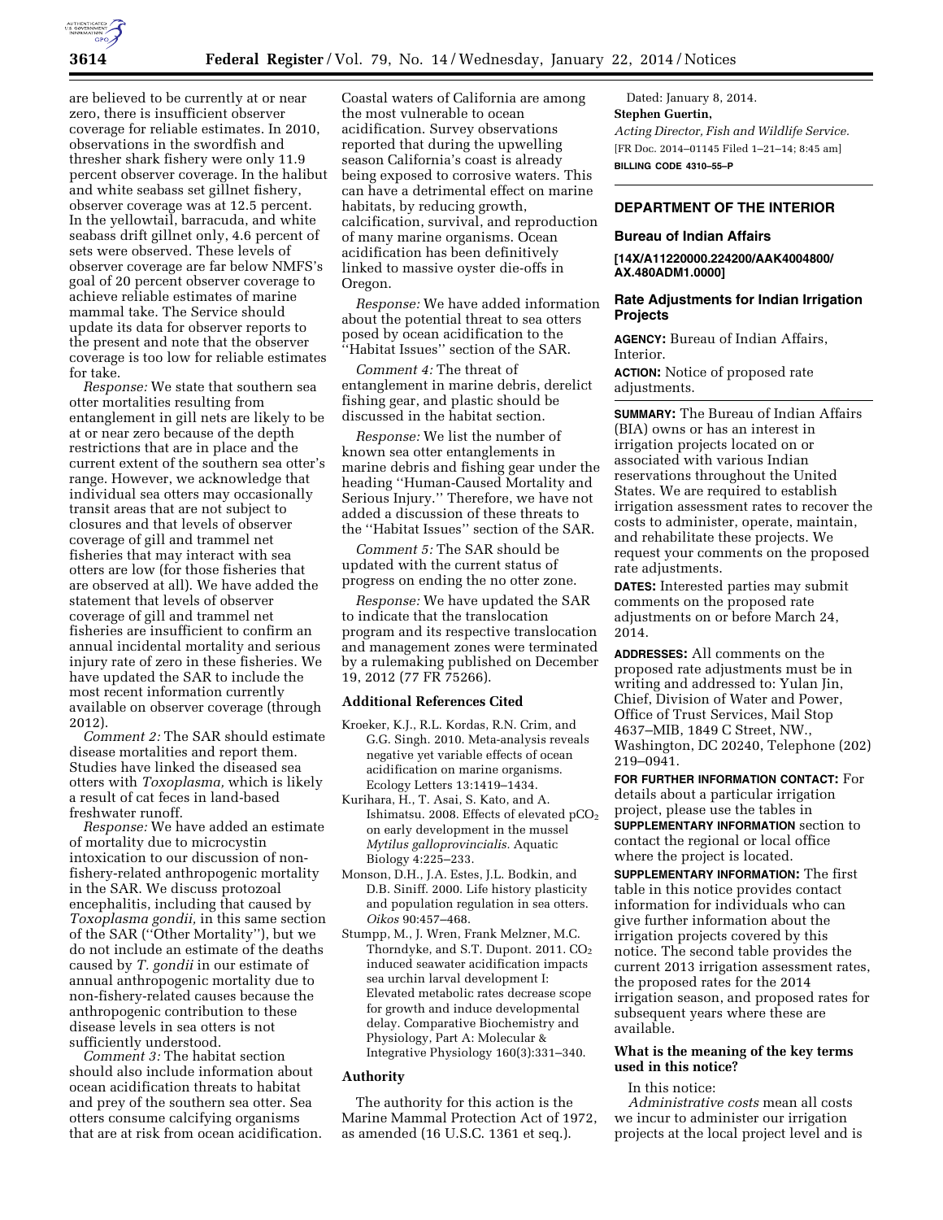are believed to be currently at or near zero, there is insufficient observer coverage for reliable estimates. In 2010, observations in the swordfish and thresher shark fishery were only 11.9 percent observer coverage. In the halibut and white seabass set gillnet fishery, observer coverage was at 12.5 percent. In the yellowtail, barracuda, and white seabass drift gillnet only, 4.6 percent of sets were observed. These levels of observer coverage are far below NMFS's goal of 20 percent observer coverage to achieve reliable estimates of marine mammal take. The Service should update its data for observer reports to the present and note that the observer coverage is too low for reliable estimates for take.

*Response:* We state that southern sea otter mortalities resulting from entanglement in gill nets are likely to be at or near zero because of the depth restrictions that are in place and the current extent of the southern sea otter's range. However, we acknowledge that individual sea otters may occasionally transit areas that are not subject to closures and that levels of observer coverage of gill and trammel net fisheries that may interact with sea otters are low (for those fisheries that are observed at all). We have added the statement that levels of observer coverage of gill and trammel net fisheries are insufficient to confirm an annual incidental mortality and serious injury rate of zero in these fisheries. We have updated the SAR to include the most recent information currently available on observer coverage (through 2012).

*Comment 2:* The SAR should estimate disease mortalities and report them. Studies have linked the diseased sea otters with *Toxoplasma,* which is likely a result of cat feces in land-based freshwater runoff.

*Response:* We have added an estimate of mortality due to microcystin intoxication to our discussion of non-fishery-related anthropogenic mortality in the SAR. We discuss protozoal encephalitis, including that caused by *Toxoplasma gondii,* in this same section of the SAR (''Other Mortality''), but we do not include an estimate of the deaths caused by *T. gondii* in our estimate of annual anthropogenic mortality due to non-fishery-related causes because the anthropogenic contribution to these disease levels in sea otters is not sufficiently understood.

*Comment 3:* The habitat section should also include information about ocean acidification threats to habitat and prey of the southern sea otter. Sea otters consume calcifying organisms that are at risk from ocean acidification. Coastal waters of California are among the most vulnerable to ocean acidification. Survey observations reported that during the upwelling season California's coast is already being exposed to corrosive waters. This can have a detrimental effect on marine habitats, by reducing growth, calcification, survival, and reproduction of many marine organisms. Ocean acidification has been definitively linked to massive oyster die-offs in Oregon.

*Response:* We have added information about the potential threat to sea otters posed by ocean acidification to the ''Habitat Issues'' section of the SAR.

*Comment 4:* The threat of entanglement in marine debris, derelict fishing gear, and plastic should be discussed in the habitat section.

*Response:* We list the number of known sea otter entanglements in marine debris and fishing gear under the heading ''Human-Caused Mortality and Serious Injury.'' Therefore, we have not added a discussion of these threats to the ''Habitat Issues'' section of the SAR.

*Comment 5:* The SAR should be updated with the current status of progress on ending the no otter zone.

*Response:* We have updated the SAR to indicate that the translocation program and its respective translocation and management zones were terminated by a rulemaking published on December 19, 2012 (77 FR 75266).

### Additional References Cited

Kroeker, K.J., R.L. Kordas, R.N. Crim, and G.G. Singh. 2010. Meta-analysis reveals negative yet variable effects of ocean acidification on marine organisms. Ecology Letters 13:1419–1434.

Kurihara, H., T. Asai, S. Kato, and A. Ishimatsu. 2008. Effects of elevated $pCO_2$ on early development in the mussel *Mytilus galloprovincialis.* Aquatic Biology 4:225–233.

Monson, D.H., J.A. Estes, J.L. Bodkin, and D.B. Siniff. 2000. Life history plasticity and population regulation in sea otters. *Oikos* 90:457–468.

Stumpp, M., J. Wren, Frank Melzner, M.C. Thorndyke, and S.T. Dupont. 2011. $CO_2$ induced seawater acidification impacts sea urchin larval development I: Elevated metabolic rates decrease scope for growth and induce developmental delay. Comparative Biochemistry and Physiology, Part A: Molecular & Integrative Physiology 160(3):331–340.

### Authority

The authority for this action is the Marine Mammal Protection Act of 1972, as amended (16 U.S.C. 1361 et seq.).

Dated: January 8, 2014.

**Stephen Guertin,**

*Acting Director, Fish and Wildlife Service.*

[FR Doc. 2014–01145 Filed 1–21–14; 8:45 am]

**BILLING CODE 4310–55–P**

## DEPARTMENT OF THE INTERIOR

### Bureau of Indian Affairs

**[14X/A11220000.224200/AAK4004800/AX.480ADM1.0000]**

### Rate Adjustments for Indian Irrigation Projects

**AGENCY:** Bureau of Indian Affairs, Interior.

**ACTION:** Notice of proposed rate adjustments.

**SUMMARY:** The Bureau of Indian Affairs (BIA) owns or has an interest in irrigation projects located on or associated with various Indian reservations throughout the United States. We are required to establish irrigation assessment rates to recover the costs to administer, operate, maintain, and rehabilitate these projects. We request your comments on the proposed rate adjustments.

**DATES:** Interested parties may submit comments on the proposed rate adjustments on or before March 24, 2014.

**ADDRESSES:** All comments on the proposed rate adjustments must be in writing and addressed to: Yulan Jin, Chief, Division of Water and Power, Office of Trust Services, Mail Stop 4637–MIB, 1849 C Street, NW., Washington, DC 20240, Telephone (202) 219–0941.

**FOR FURTHER INFORMATION CONTACT:** For details about a particular irrigation project, please use the tables in **SUPPLEMENTARY INFORMATION** section to contact the regional or local office where the project is located.

**SUPPLEMENTARY INFORMATION:** The first table in this notice provides contact information for individuals who can give further information about the irrigation projects covered by this notice. The second table provides the current 2013 irrigation assessment rates, the proposed rates for the 2014 irrigation season, and proposed rates for subsequent years where these are available.

### What is the meaning of the key terms used in this notice?

In this notice:

*Administrative costs* mean all costs we incur to administer our irrigation projects at the local project level and is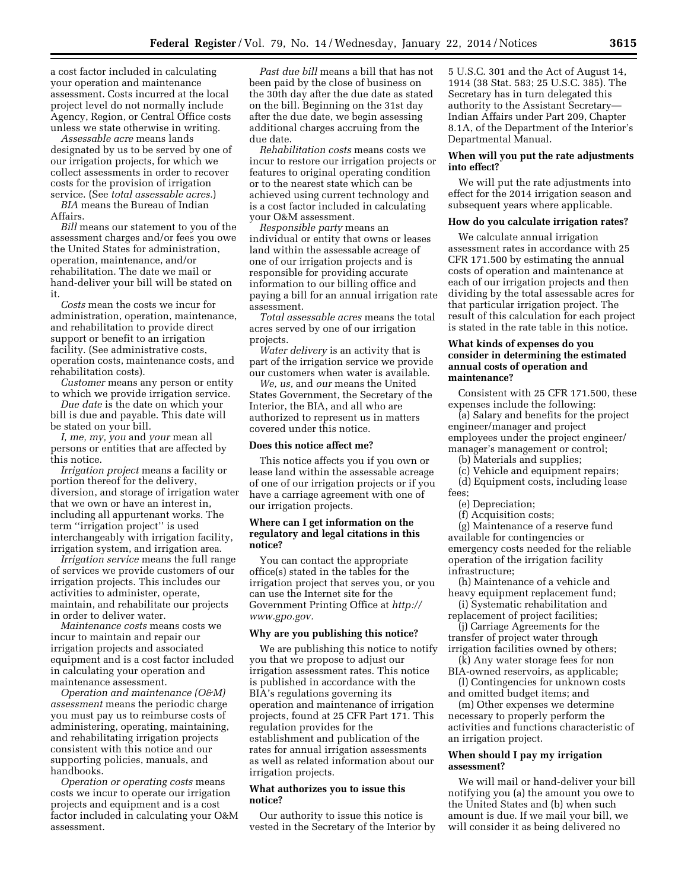a cost factor included in calculating your operation and maintenance assessment. Costs incurred at the local project level do not normally include Agency, Region, or Central Office costs unless we state otherwise in writing.

*Assessable acre* means lands designated by us to be served by one of our irrigation projects, for which we collect assessments in order to recover costs for the provision of irrigation service. (See *total assessable acres.*)

*BIA* means the Bureau of Indian Affairs.

*Bill* means our statement to you of the assessment charges and/or fees you owe the United States for administration, operation, maintenance, and/or rehabilitation. The date we mail or hand-deliver your bill will be stated on it.

*Costs* mean the costs we incur for administration, operation, maintenance, and rehabilitation to provide direct support or benefit to an irrigation facility. (See administrative costs, operation costs, maintenance costs, and rehabilitation costs).

*Customer* means any person or entity to which we provide irrigation service.

*Due date* is the date on which your bill is due and payable. This date will be stated on your bill.

*I, me, my, you* and *your* mean all persons or entities that are affected by this notice.

*Irrigation project* means a facility or portion thereof for the delivery, diversion, and storage of irrigation water that we own or have an interest in, including all appurtenant works. The term ''irrigation project'' is used interchangeably with irrigation facility, irrigation system, and irrigation area.

*Irrigation service* means the full range of services we provide customers of our irrigation projects. This includes our activities to administer, operate, maintain, and rehabilitate our projects in order to deliver water.

*Maintenance costs* means costs we incur to maintain and repair our irrigation projects and associated equipment and is a cost factor included in calculating your operation and maintenance assessment.

*Operation and maintenance (O&M) assessment* means the periodic charge you must pay us to reimburse costs of administering, operating, maintaining, and rehabilitating irrigation projects consistent with this notice and our supporting policies, manuals, and handbooks.

*Operation or operating costs* means costs we incur to operate our irrigation projects and equipment and is a cost factor included in calculating your O&M assessment.

*Past due bill* means a bill that has not been paid by the close of business on the 30th day after the due date as stated on the bill. Beginning on the 31st day after the due date, we begin assessing additional charges accruing from the due date.

*Rehabilitation costs* means costs we incur to restore our irrigation projects or features to original operating condition or to the nearest state which can be achieved using current technology and is a cost factor included in calculating your O&M assessment.

*Responsible party* means an individual or entity that owns or leases land within the assessable acreage of one of our irrigation projects and is responsible for providing accurate information to our billing office and paying a bill for an annual irrigation rate assessment.

*Total assessable acres* means the total acres served by one of our irrigation projects.

*Water delivery* is an activity that is part of the irrigation service we provide our customers when water is available.

*We, us,* and *our* means the United States Government, the Secretary of the Interior, the BIA, and all who are authorized to represent us in matters covered under this notice.

**Does this notice affect me?**

This notice affects you if you own or lease land within the assessable acreage of one of our irrigation projects or if you have a carriage agreement with one of our irrigation projects.

**Where can I get information on the regulatory and legal citations in this notice?**

You can contact the appropriate office(s) stated in the tables for the irrigation project that serves you, or you can use the Internet site for the Government Printing Office at *http://www.gpo.gov.*

**Why are you publishing this notice?**

We are publishing this notice to notify you that we propose to adjust our irrigation assessment rates. This notice is published in accordance with the BIA's regulations governing its operation and maintenance of irrigation projects, found at 25 CFR Part 171. This regulation provides for the establishment and publication of the rates for annual irrigation assessments as well as related information about our irrigation projects.

**What authorizes you to issue this notice?**

Our authority to issue this notice is vested in the Secretary of the Interior by 5 U.S.C. 301 and the Act of August 14, 1914 (38 Stat. 583; 25 U.S.C. 385). The Secretary has in turn delegated this authority to the Assistant Secretary—Indian Affairs under Part 209, Chapter 8.1A, of the Department of the Interior's Departmental Manual.

**When will you put the rate adjustments into effect?**

We will put the rate adjustments into effect for the 2014 irrigation season and subsequent years where applicable.

**How do you calculate irrigation rates?**

We calculate annual irrigation assessment rates in accordance with 25 CFR 171.500 by estimating the annual costs of operation and maintenance at each of our irrigation projects and then dividing by the total assessable acres for that particular irrigation project. The result of this calculation for each project is stated in the rate table in this notice.

**What kinds of expenses do you consider in determining the estimated annual costs of operation and maintenance?**

Consistent with 25 CFR 171.500, these expenses include the following:

(a) Salary and benefits for the project engineer/manager and project employees under the project engineer/manager's management or control;

(b) Materials and supplies;

(c) Vehicle and equipment repairs;

(d) Equipment costs, including lease fees;

(e) Depreciation;

(f) Acquisition costs;

(g) Maintenance of a reserve fund available for contingencies or emergency costs needed for the reliable operation of the irrigation facility infrastructure;

(h) Maintenance of a vehicle and heavy equipment replacement fund;

(i) Systematic rehabilitation and replacement of project facilities;

(j) Carriage Agreements for the transfer of project water through irrigation facilities owned by others;

(k) Any water storage fees for non BIA-owned reservoirs, as applicable;

(l) Contingencies for unknown costs and omitted budget items; and

(m) Other expenses we determine necessary to properly perform the activities and functions characteristic of an irrigation project.

**When should I pay my irrigation assessment?**

We will mail or hand-deliver your bill notifying you (a) the amount you owe to the United States and (b) when such amount is due. If we mail your bill, we will consider it as being delivered no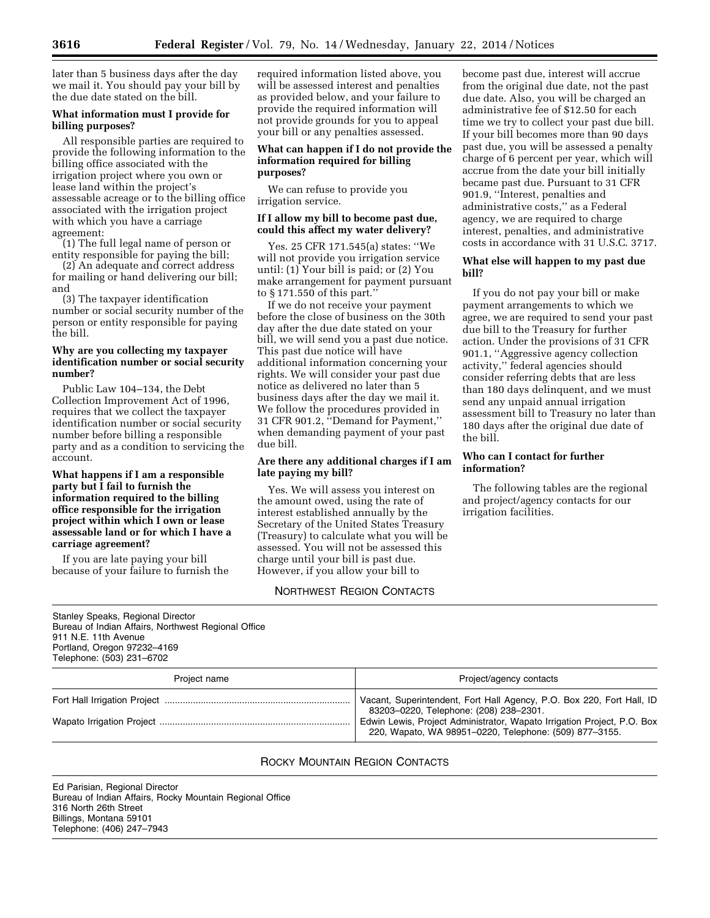later than 5 business days after the day we mail it. You should pay your bill by the due date stated on the bill.

**What information must I provide for billing purposes?**

All responsible parties are required to provide the following information to the billing office associated with the irrigation project where you own or lease land within the project's assessable acreage or to the billing office associated with the irrigation project with which you have a carriage agreement:

(1) The full legal name of person or entity responsible for paying the bill;

(2) An adequate and correct address for mailing or hand delivering our bill; and

(3) The taxpayer identification number or social security number of the person or entity responsible for paying the bill.

**Why are you collecting my taxpayer identification number or social security number?**

Public Law 104–134, the Debt Collection Improvement Act of 1996, requires that we collect the taxpayer identification number or social security number before billing a responsible party and as a condition to servicing the account.

**What happens if I am a responsible party but I fail to furnish the information required to the billing office responsible for the irrigation project within which I own or lease assessable land or for which I have a carriage agreement?**

If you are late paying your bill because of your failure to furnish the required information listed above, you will be assessed interest and penalties as provided below, and your failure to provide the required information will not provide grounds for you to appeal your bill or any penalties assessed.

**What can happen if I do not provide the information required for billing purposes?**

We can refuse to provide you irrigation service.

**If I allow my bill to become past due, could this affect my water delivery?**

Yes. 25 CFR 171.545(a) states: ''We will not provide you irrigation service until: (1) Your bill is paid; or (2) You make arrangement for payment pursuant to § 171.550 of this part.''

If we do not receive your payment before the close of business on the 30th day after the due date stated on your bill, we will send you a past due notice. This past due notice will have additional information concerning your rights. We will consider your past due notice as delivered no later than 5 business days after the day we mail it. We follow the procedures provided in 31 CFR 901.2, ''Demand for Payment,'' when demanding payment of your past due bill.

**Are there any additional charges if I am late paying my bill?**

Yes. We will assess you interest on the amount owed, using the rate of interest established annually by the Secretary of the United States Treasury (Treasury) to calculate what you will be assessed. You will not be assessed this charge until your bill is past due. However, if you allow your bill to become past due, interest will accrue from the original due date, not the past due date. Also, you will be charged an administrative fee of $12.50 for each time we try to collect your past due bill. If your bill becomes more than 90 days past due, you will be assessed a penalty charge of 6 percent per year, which will accrue from the date your bill initially became past due. Pursuant to 31 CFR 901.9, ''Interest, penalties and administrative costs,'' as a Federal agency, we are required to charge interest, penalties, and administrative costs in accordance with 31 U.S.C. 3717.

**What else will happen to my past due bill?**

If you do not pay your bill or make payment arrangements to which we agree, we are required to send your past due bill to the Treasury for further action. Under the provisions of 31 CFR 901.1, ''Aggressive agency collection activity,'' federal agencies should consider referring debts that are less than 180 days delinquent, and we must send any unpaid annual irrigation assessment bill to Treasury no later than 180 days after the original due date of the bill.

**Who can I contact for further information?**

The following tables are the regional and project/agency contacts for our irrigation facilities.

NORTHWEST REGION CONTACTS

Stanley Speaks, Regional Director
Bureau of Indian Affairs, Northwest Regional Office
911 N.E. 11th Avenue
Portland, Oregon 97232–4169
Telephone: (503) 231–6702

| Project name | Project/agency contacts |
|---|---|
| Fort Hall Irrigation Project | Vacant, Superintendent, Fort Hall Agency, P.O. Box 220, Fort Hall, ID 83203–0220, Telephone: (208) 238–2301. |
| Wapato Irrigation Project | Edwin Lewis, Project Administrator, Wapato Irrigation Project, P.O. Box 220, Wapato, WA 98951–0220, Telephone: (509) 877–3155. |

ROCKY MOUNTAIN REGION CONTACTS

Ed Parisian, Regional Director
Bureau of Indian Affairs, Rocky Mountain Regional Office
316 North 26th Street
Billings, Montana 59101
Telephone: (406) 247–7943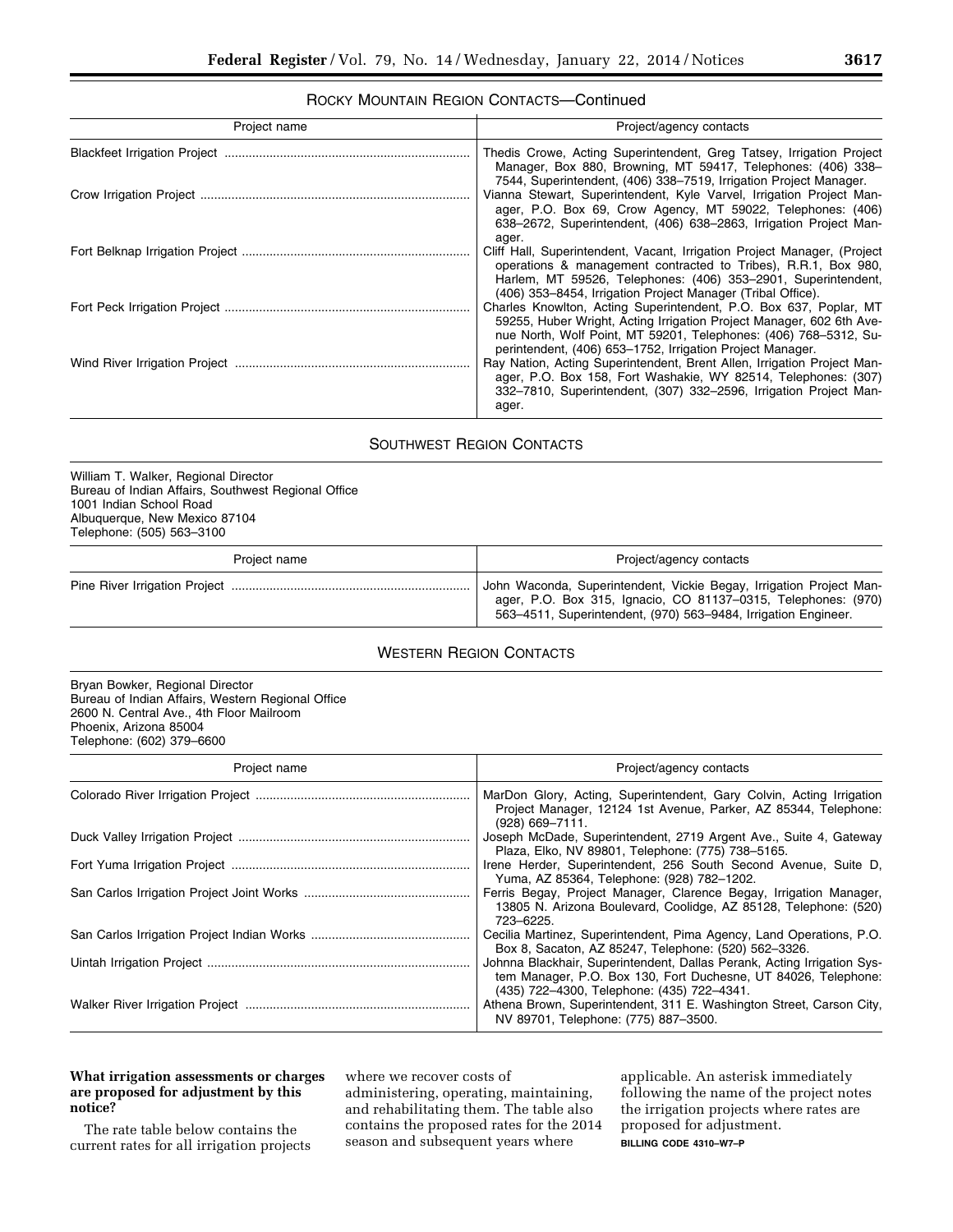## ROCKY MOUNTAIN REGION CONTACTS—Continued

| Project name | Project/agency contacts |
| --- | --- |
| Blackfeet Irrigation Project | Thedis Crowe, Acting Superintendent, Greg Tatsey, Irrigation Project Manager, Box 880, Browning, MT 59417, Telephones: (406) 338–7544, Superintendent, (406) 338–7519, Irrigation Project Manager. |
| Crow Irrigation Project | Vianna Stewart, Superintendent, Kyle Varvel, Irrigation Project Manager, P.O. Box 69, Crow Agency, MT 59022, Telephones: (406) 638–2672, Superintendent, (406) 638–2863, Irrigation Project Manager. |
| Fort Belknap Irrigation Project | Cliff Hall, Superintendent, Vacant, Irrigation Project Manager, (Project operations & management contracted to Tribes), R.R.1, Box 980, Harlem, MT 59526, Telephones: (406) 353–2901, Superintendent, (406) 353–8454, Irrigation Project Manager (Tribal Office). |
| Fort Peck Irrigation Project | Charles Knowlton, Acting Superintendent, P.O. Box 637, Poplar, MT 59255, Huber Wright, Acting Irrigation Project Manager, 602 6th Avenue North, Wolf Point, MT 59201, Telephones: (406) 768–5312, Superintendent, (406) 653–1752, Irrigation Project Manager. |
| Wind River Irrigation Project | Ray Nation, Acting Superintendent, Brent Allen, Irrigation Project Manager, P.O. Box 158, Fort Washakie, WY 82514, Telephones: (307) 332–7810, Superintendent, (307) 332–2596, Irrigation Project Manager. |

## SOUTHWEST REGION CONTACTS

William T. Walker, Regional Director
Bureau of Indian Affairs, Southwest Regional Office
1001 Indian School Road
Albuquerque, New Mexico 87104
Telephone: (505) 563–3100

| Project name | Project/agency contacts |
| --- | --- |
| Pine River Irrigation Project | John Waconda, Superintendent, Vickie Begay, Irrigation Project Manager, P.O. Box 315, Ignacio, CO 81137–0315, Telephones: (970) 563–4511, Superintendent, (970) 563–9484, Irrigation Engineer. |

## WESTERN REGION CONTACTS

Bryan Bowker, Regional Director
Bureau of Indian Affairs, Western Regional Office
2600 N. Central Ave., 4th Floor Mailroom
Phoenix, Arizona 85004
Telephone: (602) 379–6600

| Project name | Project/agency contacts |
| --- | --- |
| Colorado River Irrigation Project | MarDon Glory, Acting, Superintendent, Gary Colvin, Acting Irrigation Project Manager, 12124 1st Avenue, Parker, AZ 85344, Telephone: (928) 669–7111. |
| Duck Valley Irrigation Project | Joseph McDade, Superintendent, 2719 Argent Ave., Suite 4, Gateway Plaza, Elko, NV 89801, Telephone: (775) 738–5165. |
| Fort Yuma Irrigation Project | Irene Herder, Superintendent, 256 South Second Avenue, Suite D, Yuma, AZ 85364, Telephone: (928) 782–1202. |
| San Carlos Irrigation Project Joint Works | Ferris Begay, Project Manager, Clarence Begay, Irrigation Manager, 13805 N. Arizona Boulevard, Coolidge, AZ 85128, Telephone: (520) 723–6225. |
| San Carlos Irrigation Project Indian Works | Cecilia Martinez, Superintendent, Pima Agency, Land Operations, P.O. Box 8, Sacaton, AZ 85247, Telephone: (520) 562–3326. |
| Uintah Irrigation Project | Johnna Blackhair, Superintendent, Dallas Perank, Acting Irrigation System Manager, P.O. Box 130, Fort Duchesne, UT 84026, Telephone: (435) 722–4300, Telephone: (435) 722–4341. |
| Walker River Irrigation Project | Athena Brown, Superintendent, 311 E. Washington Street, Carson City, NV 89701, Telephone: (775) 887–3500. |

**What irrigation assessments or charges are proposed for adjustment by this notice?**

The rate table below contains the current rates for all irrigation projects where we recover costs of administering, operating, maintaining, and rehabilitating them. The table also contains the proposed rates for the 2014 season and subsequent years where applicable. An asterisk immediately following the name of the project notes the irrigation projects where rates are proposed for adjustment.

BILLING CODE 4310–W7–P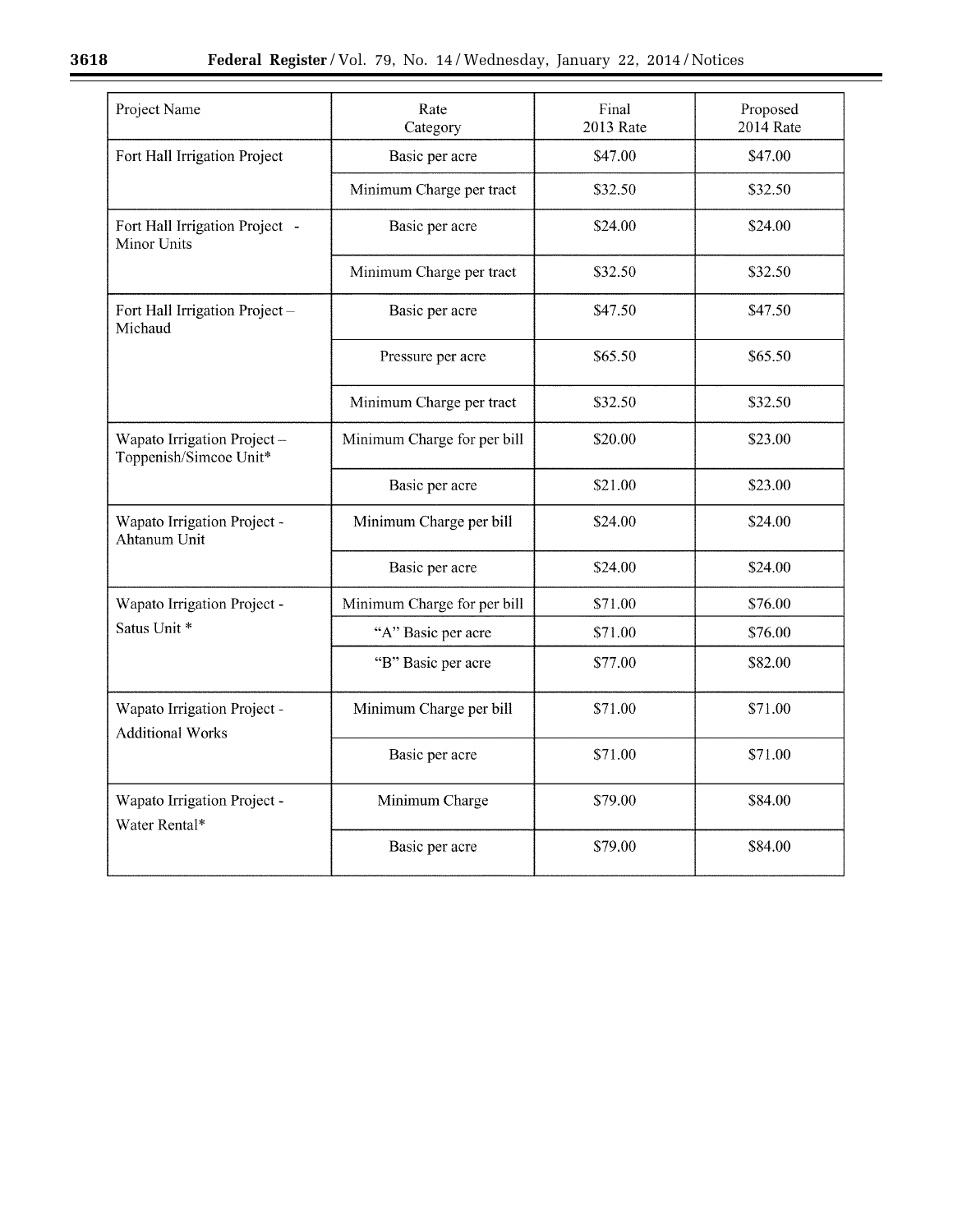| Project Name | Rate Category | Final 2013 Rate | Proposed 2014 Rate |
|---|---|---|---|
| Fort Hall Irrigation Project | Basic per acre | $47.00 | $47.00 |
| | Minimum Charge per tract | $32.50 | $32.50 |
| Fort Hall Irrigation Project - Minor Units | Basic per acre | $24.00 | $24.00 |
| | Minimum Charge per tract | $32.50 | $32.50 |
| Fort Hall Irrigation Project – Michaud | Basic per acre | $47.50 | $47.50 |
| | Pressure per acre | $65.50 | $65.50 |
| | Minimum Charge per tract | $32.50 | $32.50 |
| Wapato Irrigation Project – Toppenish/Simcoe Unit* | Minimum Charge for per bill | $20.00 | $23.00 |
| | Basic per acre | $21.00 | $23.00 |
| Wapato Irrigation Project - Ahtanum Unit | Minimum Charge per bill | $24.00 | $24.00 |
| | Basic per acre | $24.00 | $24.00 |
| Wapato Irrigation Project - Satus Unit * | Minimum Charge for per bill | $71.00 | $76.00 |
| | "A" Basic per acre | $71.00 | $76.00 |
| | "B" Basic per acre | $77.00 | $82.00 |
| Wapato Irrigation Project - Additional Works | Minimum Charge per bill | $71.00 | $71.00 |
| | Basic per acre | $71.00 | $71.00 |
| Wapato Irrigation Project - Water Rental* | Minimum Charge | $79.00 | $84.00 |
| | Basic per acre | $79.00 | $84.00 |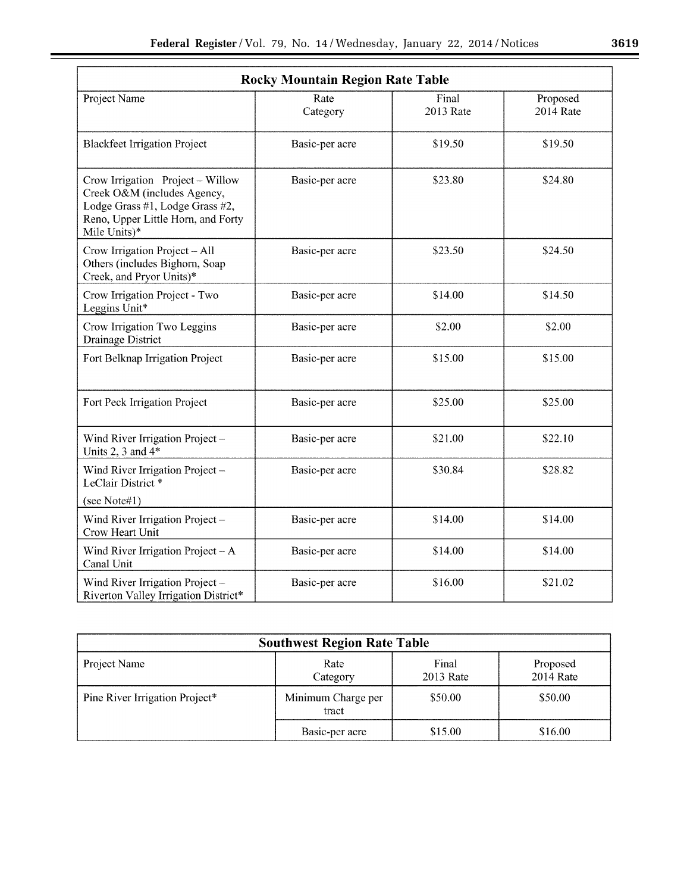| Rocky Mountain Region Rate Table | | | |
|---|---|---|---|
| Project Name | Rate Category | Final 2013 Rate | Proposed 2014 Rate |
| Blackfeet Irrigation Project | Basic-per acre | $19.50 | $19.50 |
| Crow Irrigation Project – Willow Creek O&M (includes Agency, Lodge Grass #1, Lodge Grass #2, Reno, Upper Little Horn, and Forty Mile Units)* | Basic-per acre | $23.80 | $24.80 |
| Crow Irrigation Project – All Others (includes Bighorn, Soap Creek, and Pryor Units)* | Basic-per acre | $23.50 | $24.50 |
| Crow Irrigation Project - Two Leggins Unit* | Basic-per acre | $14.00 | $14.50 |
| Crow Irrigation Two Leggins Drainage District | Basic-per acre | $2.00 | $2.00 |
| Fort Belknap Irrigation Project | Basic-per acre | $15.00 | $15.00 |
| Fort Peck Irrigation Project | Basic-per acre | $25.00 | $25.00 |
| Wind River Irrigation Project – Units 2, 3 and 4* | Basic-per acre | $21.00 | $22.10 |
| Wind River Irrigation Project – LeClair District * (see Note#1) | Basic-per acre | $30.84 | $28.82 |
| Wind River Irrigation Project – Crow Heart Unit | Basic-per acre | $14.00 | $14.00 |
| Wind River Irrigation Project – A Canal Unit | Basic-per acre | $14.00 | $14.00 |
| Wind River Irrigation Project – Riverton Valley Irrigation District* | Basic-per acre | $16.00 | $21.02 |

| Southwest Region Rate Table | | | |
|---|---|---|---|
| Project Name | Rate Category | Final 2013 Rate | Proposed 2014 Rate |
| Pine River Irrigation Project* | Minimum Charge per tract | $50.00 | $50.00 |
| | Basic-per acre | $15.00 | $16.00 |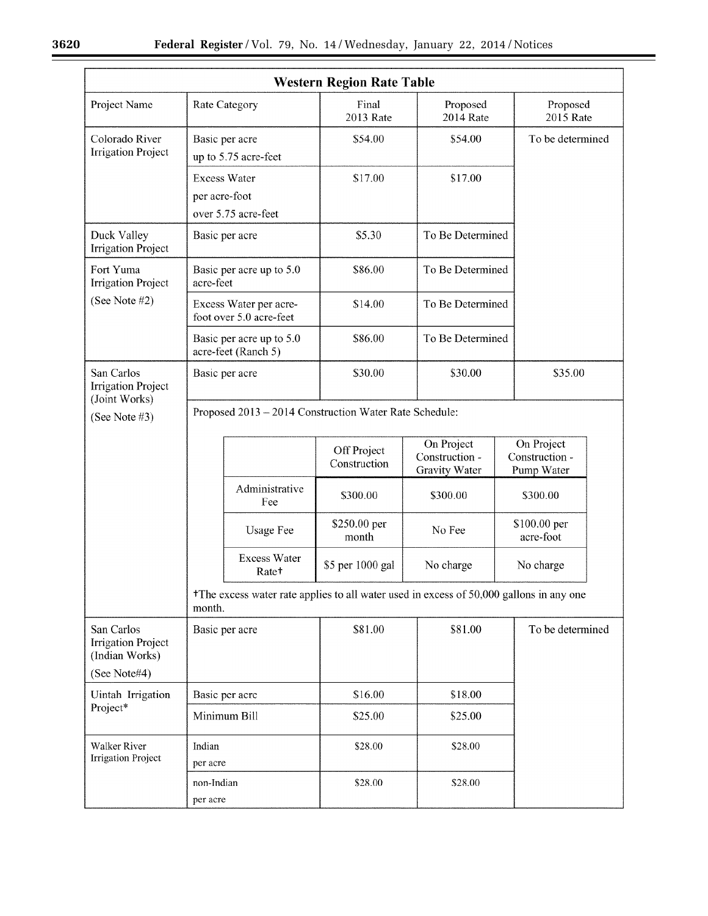| Western Region Rate Table | | | | |
|---|---|---|---|---|
| Project Name | Rate Category | Final 2013 Rate | Proposed 2014 Rate | Proposed 2015 Rate |
| Colorado River Irrigation Project | Basic per acre up to 5.75 acre-feet | $54.00 | $54.00 | To be determined |
| | Excess Water per acre-foot over 5.75 acre-feet | $17.00 | $17.00 | |
| Duck Valley Irrigation Project | Basic per acre | $5.30 | To Be Determined | |
| Fort Yuma Irrigation Project (See Note #2) | Basic per acre up to 5.0 acre-feet | $86.00 | To Be Determined | |
| | Excess Water per acre-foot over 5.0 acre-feet | $14.00 | To Be Determined | |
| | Basic per acre up to 5.0 acre-feet (Ranch 5) | $86.00 | To Be Determined | |
| San Carlos Irrigation Project (Joint Works) (See Note #3) | Basic per acre | $30.00 | $30.00 | $35.00 |
| | Proposed 2013 – 2014 Construction Water Rate Schedule: | | | |
| San Carlos Irrigation Project (Indian Works) (See Note#4) | Basic per acre | $81.00 | $81.00 | To be determined |
| Uintah Irrigation Project* | Basic per acre | $16.00 | $18.00 | |
| | Minimum Bill | $25.00 | $25.00 | |
| Walker River Irrigation Project | Indian per acre | $28.00 | $28.00 | |
| | non-Indian per acre | $28.00 | $28.00 | |

San Carlos Irrigation Project (Joint Works) — Proposed 2013 – 2014 Construction Water Rate Schedule:

| | Off Project Construction | On Project Construction - Gravity Water | On Project Construction - Pump Water |
|---|---|---|---|
| Administrative Fee | $300.00 | $300.00 | $300.00 |
| Usage Fee | $250.00 per month | No Fee | $100.00 per acre-foot |
| Excess Water Rate† | $5 per 1000 gal | No charge | No charge |

†The excess water rate applies to all water used in excess of 50,000 gallons in any one month.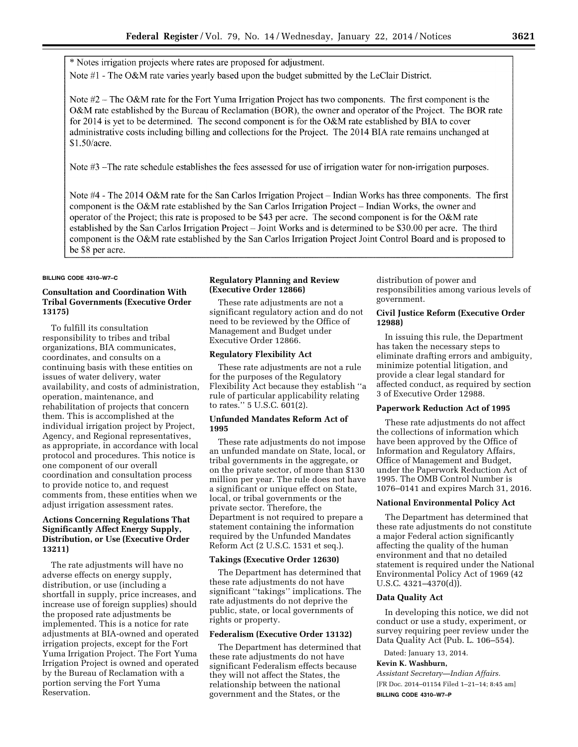* Notes irrigation projects where rates are proposed for adjustment.

Note #1 - The O&M rate varies yearly based upon the budget submitted by the LeClair District.

Note #2 – The O&M rate for the Fort Yuma Irrigation Project has two components. The first component is the O&M rate established by the Bureau of Reclamation (BOR), the owner and operator of the Project. The BOR rate for 2014 is yet to be determined. The second component is for the O&M rate established by BIA to cover administrative costs including billing and collections for the Project. The 2014 BIA rate remains unchanged at $1.50/acre.

Note #3 –The rate schedule establishes the fees assessed for use of irrigation water for non-irrigation purposes.

Note #4 - The 2014 O&M rate for the San Carlos Irrigation Project – Indian Works has three components. The first component is the O&M rate established by the San Carlos Irrigation Project – Indian Works, the owner and operator of the Project; this rate is proposed to be $43 per acre. The second component is for the O&M rate established by the San Carlos Irrigation Project – Joint Works and is determined to be $30.00 per acre. The third component is the O&M rate established by the San Carlos Irrigation Project Joint Control Board and is proposed to be $8 per acre.

BILLING CODE 4310–W7–C

### Consultation and Coordination With Tribal Governments (Executive Order 13175)

To fulfill its consultation responsibility to tribes and tribal organizations, BIA communicates, coordinates, and consults on a continuing basis with these entities on issues of water delivery, water availability, and costs of administration, operation, maintenance, and rehabilitation of projects that concern them. This is accomplished at the individual irrigation project by Project, Agency, and Regional representatives, as appropriate, in accordance with local protocol and procedures. This notice is one component of our overall coordination and consultation process to provide notice to, and request comments from, these entities when we adjust irrigation assessment rates.

### Actions Concerning Regulations That Significantly Affect Energy Supply, Distribution, or Use (Executive Order 13211)

The rate adjustments will have no adverse effects on energy supply, distribution, or use (including a shortfall in supply, price increases, and increase use of foreign supplies) should the proposed rate adjustments be implemented. This is a notice for rate adjustments at BIA-owned and operated irrigation projects, except for the Fort Yuma Irrigation Project. The Fort Yuma Irrigation Project is owned and operated by the Bureau of Reclamation with a portion serving the Fort Yuma Reservation.

### Regulatory Planning and Review (Executive Order 12866)

These rate adjustments are not a significant regulatory action and do not need to be reviewed by the Office of Management and Budget under Executive Order 12866.

### Regulatory Flexibility Act

These rate adjustments are not a rule for the purposes of the Regulatory Flexibility Act because they establish ''a rule of particular applicability relating to rates.'' 5 U.S.C. 601(2).

### Unfunded Mandates Reform Act of 1995

These rate adjustments do not impose an unfunded mandate on State, local, or tribal governments in the aggregate, or on the private sector, of more than $130 million per year. The rule does not have a significant or unique effect on State, local, or tribal governments or the private sector. Therefore, the Department is not required to prepare a statement containing the information required by the Unfunded Mandates Reform Act (2 U.S.C. 1531 et seq.).

### Takings (Executive Order 12630)

The Department has determined that these rate adjustments do not have significant ''takings'' implications. The rate adjustments do not deprive the public, state, or local governments of rights or property.

### Federalism (Executive Order 13132)

The Department has determined that these rate adjustments do not have significant Federalism effects because they will not affect the States, the relationship between the national government and the States, or the distribution of power and responsibilities among various levels of government.

### Civil Justice Reform (Executive Order 12988)

In issuing this rule, the Department has taken the necessary steps to eliminate drafting errors and ambiguity, minimize potential litigation, and provide a clear legal standard for affected conduct, as required by section 3 of Executive Order 12988.

### Paperwork Reduction Act of 1995

These rate adjustments do not affect the collections of information which have been approved by the Office of Information and Regulatory Affairs, Office of Management and Budget, under the Paperwork Reduction Act of 1995. The OMB Control Number is 1076–0141 and expires March 31, 2016.

### National Environmental Policy Act

The Department has determined that these rate adjustments do not constitute a major Federal action significantly affecting the quality of the human environment and that no detailed statement is required under the National Environmental Policy Act of 1969 (42 U.S.C. 4321–4370(d)).

### Data Quality Act

In developing this notice, we did not conduct or use a study, experiment, or survey requiring peer review under the Data Quality Act (Pub. L. 106–554).

Dated: January 13, 2014.

**Kevin K. Washburn,**

*Assistant Secretary—Indian Affairs.*

[FR Doc. 2014–01154 Filed 1–21–14; 8:45 am]

BILLING CODE 4310–W7–P